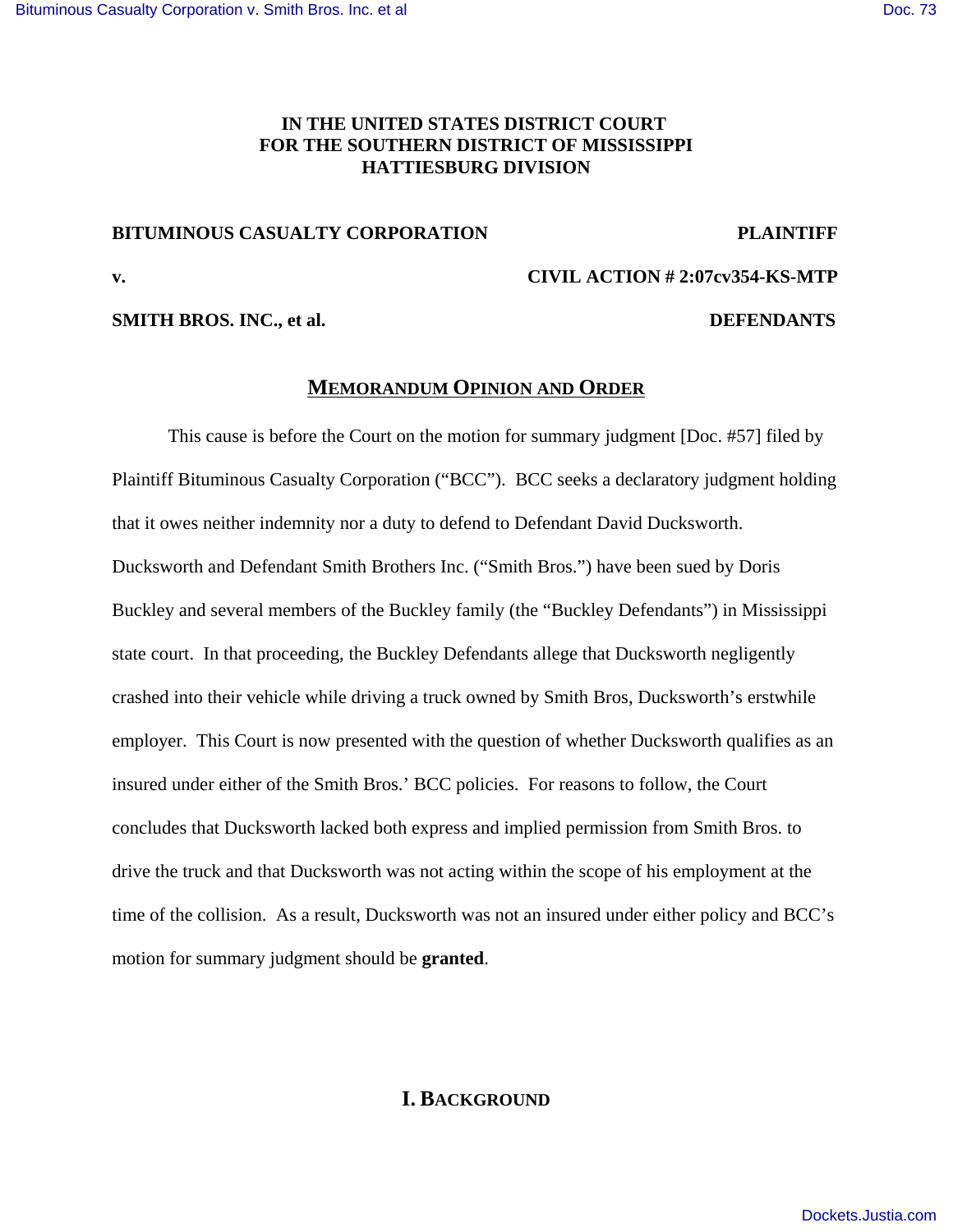**IN THE UNITED STATES DISTRICT COURT**
**FOR THE SOUTHERN DISTRICT OF MISSISSIPPI**
**HATTIESBURG DIVISION**

**BITUMINOUS CASUALTY CORPORATION** **PLAINTIFF**

**v.** **CIVIL ACTION # 2:07cv354-KS-MTP**

**SMITH BROS. INC., et al.** **DEFENDANTS**

# MEMORANDUM OPINION AND ORDER

This cause is before the Court on the motion for summary judgment [Doc. #57] filed by Plaintiff Bituminous Casualty Corporation ("BCC"). BCC seeks a declaratory judgment holding that it owes neither indemnity nor a duty to defend to Defendant David Ducksworth. Ducksworth and Defendant Smith Brothers Inc. ("Smith Bros.") have been sued by Doris Buckley and several members of the Buckley family (the "Buckley Defendants") in Mississippi state court. In that proceeding, the Buckley Defendants allege that Ducksworth negligently crashed into their vehicle while driving a truck owned by Smith Bros, Ducksworth's erstwhile employer. This Court is now presented with the question of whether Ducksworth qualifies as an insured under either of the Smith Bros.' BCC policies. For reasons to follow, the Court concludes that Ducksworth lacked both express and implied permission from Smith Bros. to drive the truck and that Ducksworth was not acting within the scope of his employment at the time of the collision. As a result, Ducksworth was not an insured under either policy and BCC's motion for summary judgment should be **granted**.

## I. BACKGROUND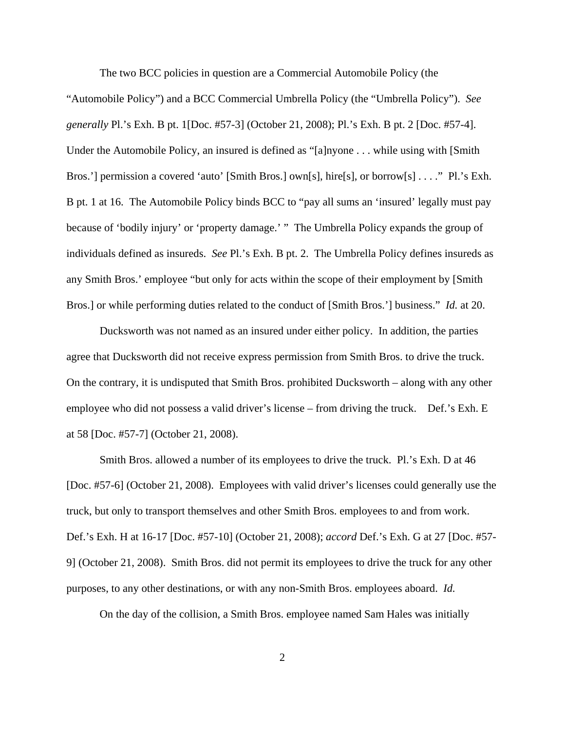The two BCC policies in question are a Commercial Automobile Policy (the "Automobile Policy") and a BCC Commercial Umbrella Policy (the "Umbrella Policy"). *See generally* Pl.'s Exh. B pt. 1[Doc. #57-3] (October 21, 2008); Pl.'s Exh. B pt. 2 [Doc. #57-4]. Under the Automobile Policy, an insured is defined as "[a]nyone . . . while using with [Smith Bros.'] permission a covered 'auto' [Smith Bros.] own[s], hire[s], or borrow[s] . . . ." Pl.'s Exh. B pt. 1 at 16. The Automobile Policy binds BCC to "pay all sums an 'insured' legally must pay because of 'bodily injury' or 'property damage.' " The Umbrella Policy expands the group of individuals defined as insureds. *See* Pl.'s Exh. B pt. 2. The Umbrella Policy defines insureds as any Smith Bros.' employee "but only for acts within the scope of their employment by [Smith Bros.] or while performing duties related to the conduct of [Smith Bros.'] business." *Id.* at 20.

Ducksworth was not named as an insured under either policy. In addition, the parties agree that Ducksworth did not receive express permission from Smith Bros. to drive the truck. On the contrary, it is undisputed that Smith Bros. prohibited Ducksworth – along with any other employee who did not possess a valid driver's license – from driving the truck. Def.'s Exh. E at 58 [Doc. #57-7] (October 21, 2008).

Smith Bros. allowed a number of its employees to drive the truck. Pl.'s Exh. D at 46 [Doc. #57-6] (October 21, 2008). Employees with valid driver's licenses could generally use the truck, but only to transport themselves and other Smith Bros. employees to and from work. Def.'s Exh. H at 16-17 [Doc. #57-10] (October 21, 2008); *accord* Def.'s Exh. G at 27 [Doc. #57-9] (October 21, 2008). Smith Bros. did not permit its employees to drive the truck for any other purposes, to any other destinations, or with any non-Smith Bros. employees aboard. *Id.*

On the day of the collision, a Smith Bros. employee named Sam Hales was initially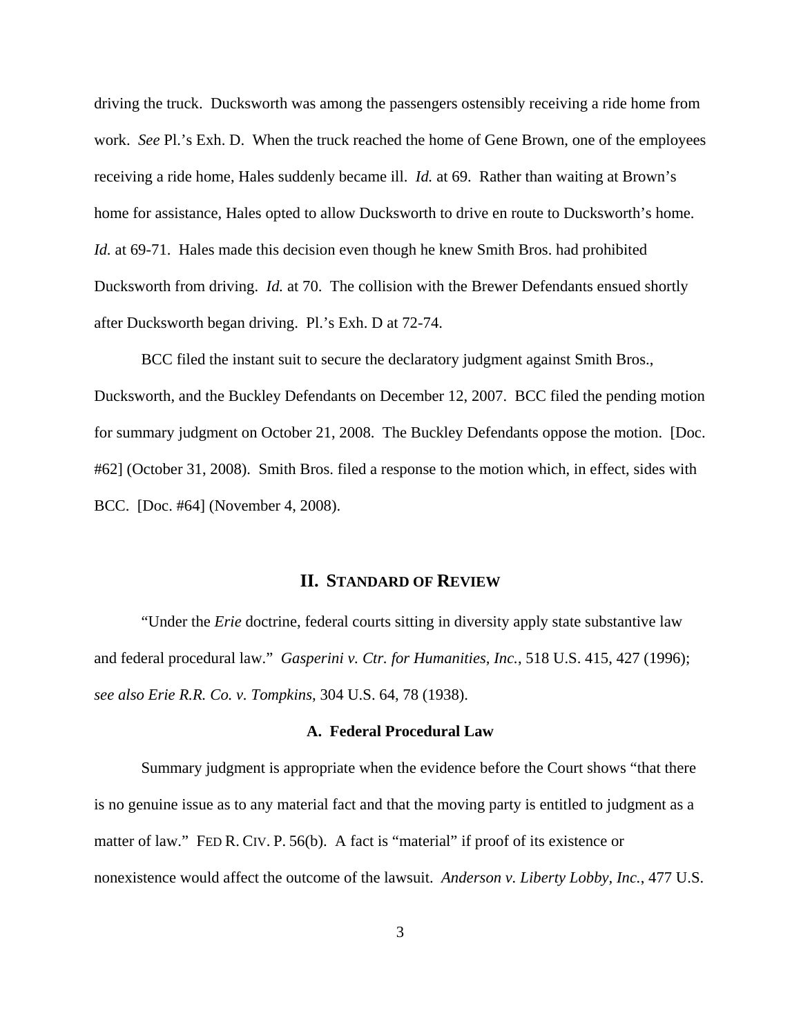driving the truck. Ducksworth was among the passengers ostensibly receiving a ride home from work. *See* Pl.'s Exh. D. When the truck reached the home of Gene Brown, one of the employees receiving a ride home, Hales suddenly became ill. *Id.* at 69. Rather than waiting at Brown's home for assistance, Hales opted to allow Ducksworth to drive en route to Ducksworth's home. *Id.* at 69-71. Hales made this decision even though he knew Smith Bros. had prohibited Ducksworth from driving. *Id.* at 70. The collision with the Brewer Defendants ensued shortly after Ducksworth began driving. Pl.'s Exh. D at 72-74.

BCC filed the instant suit to secure the declaratory judgment against Smith Bros., Ducksworth, and the Buckley Defendants on December 12, 2007. BCC filed the pending motion for summary judgment on October 21, 2008. The Buckley Defendants oppose the motion. [Doc. #62] (October 31, 2008). Smith Bros. filed a response to the motion which, in effect, sides with BCC. [Doc. #64] (November 4, 2008).

## II. Standard of Review

"Under the *Erie* doctrine, federal courts sitting in diversity apply state substantive law and federal procedural law." *Gasperini v. Ctr. for Humanities, Inc.*, 518 U.S. 415, 427 (1996); *see also Erie R.R. Co. v. Tompkins*, 304 U.S. 64, 78 (1938).

### A. Federal Procedural Law

Summary judgment is appropriate when the evidence before the Court shows "that there is no genuine issue as to any material fact and that the moving party is entitled to judgment as a matter of law." Fed R. Civ. P. 56(b). A fact is "material" if proof of its existence or nonexistence would affect the outcome of the lawsuit. *Anderson v. Liberty Lobby, Inc.*, 477 U.S.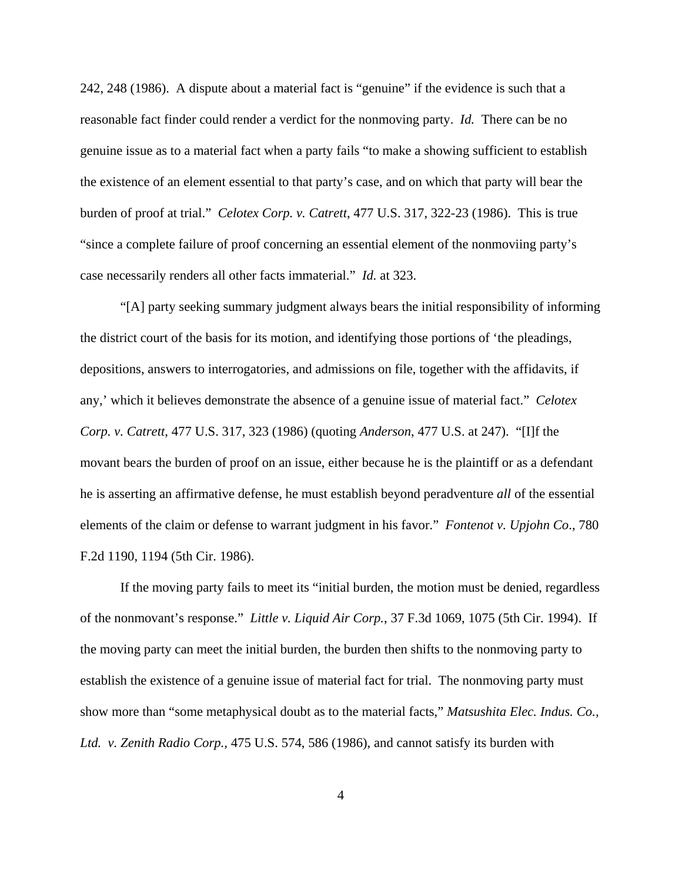242, 248 (1986). A dispute about a material fact is "genuine" if the evidence is such that a reasonable fact finder could render a verdict for the nonmoving party. *Id.* There can be no genuine issue as to a material fact when a party fails "to make a showing sufficient to establish the existence of an element essential to that party's case, and on which that party will bear the burden of proof at trial." *Celotex Corp. v. Catrett*, 477 U.S. 317, 322-23 (1986). This is true "since a complete failure of proof concerning an essential element of the nonmoviing party's case necessarily renders all other facts immaterial." *Id.* at 323.

"[A] party seeking summary judgment always bears the initial responsibility of informing the district court of the basis for its motion, and identifying those portions of 'the pleadings, depositions, answers to interrogatories, and admissions on file, together with the affidavits, if any,' which it believes demonstrate the absence of a genuine issue of material fact." *Celotex Corp. v. Catrett*, 477 U.S. 317, 323 (1986) (quoting *Anderson*, 477 U.S. at 247). "[I]f the movant bears the burden of proof on an issue, either because he is the plaintiff or as a defendant he is asserting an affirmative defense, he must establish beyond peradventure *all* of the essential elements of the claim or defense to warrant judgment in his favor." *Fontenot v. Upjohn Co*., 780 F.2d 1190, 1194 (5th Cir. 1986).

If the moving party fails to meet its "initial burden, the motion must be denied, regardless of the nonmovant's response." *Little v. Liquid Air Corp.*, 37 F.3d 1069, 1075 (5th Cir. 1994). If the moving party can meet the initial burden, the burden then shifts to the nonmoving party to establish the existence of a genuine issue of material fact for trial. The nonmoving party must show more than "some metaphysical doubt as to the material facts," *Matsushita Elec. Indus. Co., Ltd. v. Zenith Radio Corp.*, 475 U.S. 574, 586 (1986), and cannot satisfy its burden with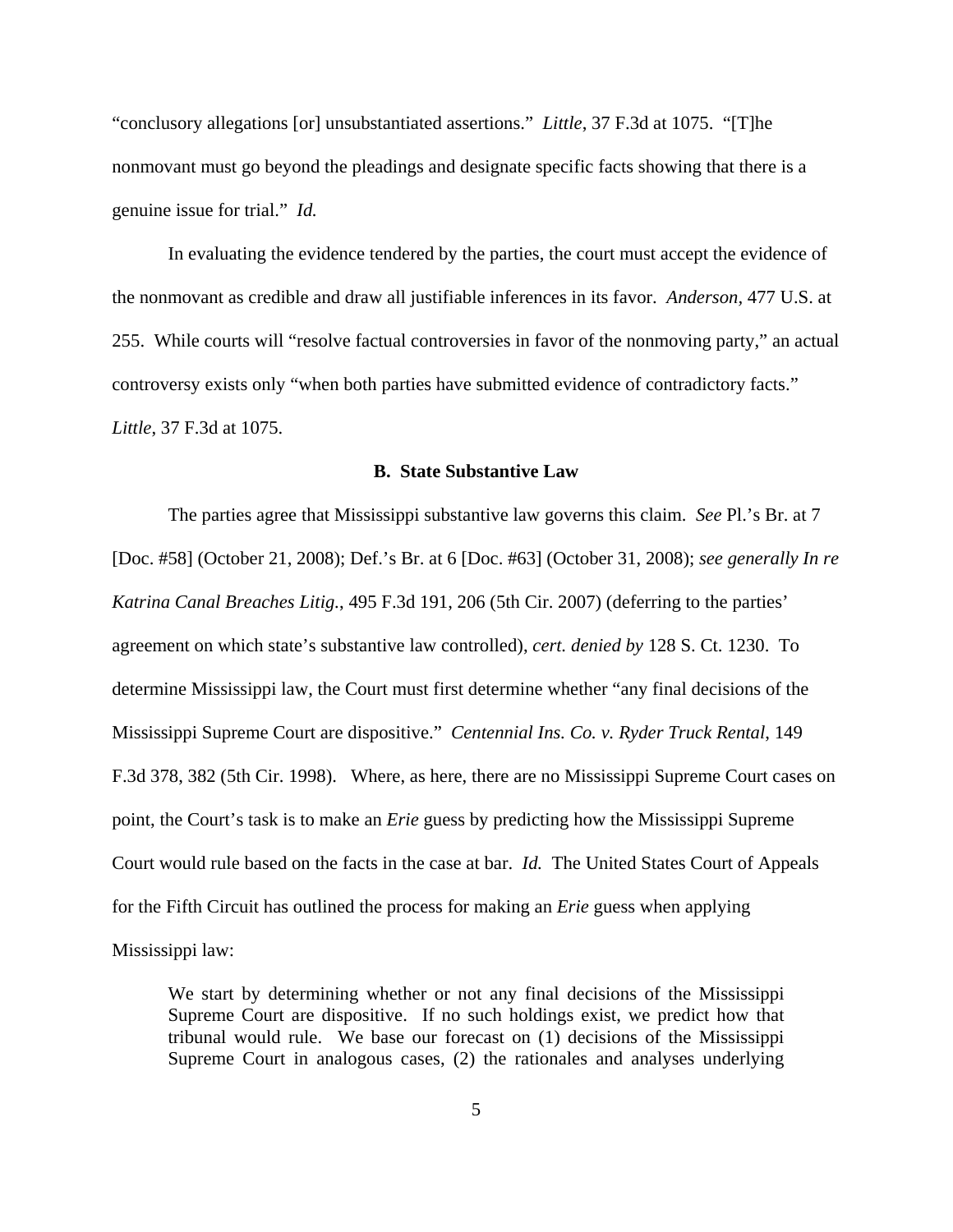"conclusory allegations [or] unsubstantiated assertions." *Little*, 37 F.3d at 1075. "[T]he nonmovant must go beyond the pleadings and designate specific facts showing that there is a genuine issue for trial." *Id.*

In evaluating the evidence tendered by the parties, the court must accept the evidence of the nonmovant as credible and draw all justifiable inferences in its favor. *Anderson*, 477 U.S. at 255. While courts will "resolve factual controversies in favor of the nonmoving party," an actual controversy exists only "when both parties have submitted evidence of contradictory facts." *Little*, 37 F.3d at 1075.

### B. State Substantive Law

The parties agree that Mississippi substantive law governs this claim. *See* Pl.'s Br. at 7 [Doc. #58] (October 21, 2008); Def.'s Br. at 6 [Doc. #63] (October 31, 2008); *see generally In re Katrina Canal Breaches Litig.*, 495 F.3d 191, 206 (5th Cir. 2007) (deferring to the parties' agreement on which state's substantive law controlled), *cert. denied by* 128 S. Ct. 1230. To determine Mississippi law, the Court must first determine whether "any final decisions of the Mississippi Supreme Court are dispositive." *Centennial Ins. Co. v. Ryder Truck Rental*, 149 F.3d 378, 382 (5th Cir. 1998). Where, as here, there are no Mississippi Supreme Court cases on point, the Court's task is to make an *Erie* guess by predicting how the Mississippi Supreme Court would rule based on the facts in the case at bar. *Id.* The United States Court of Appeals for the Fifth Circuit has outlined the process for making an *Erie* guess when applying Mississippi law:

> We start by determining whether or not any final decisions of the Mississippi Supreme Court are dispositive. If no such holdings exist, we predict how that tribunal would rule. We base our forecast on (1) decisions of the Mississippi Supreme Court in analogous cases, (2) the rationales and analyses underlying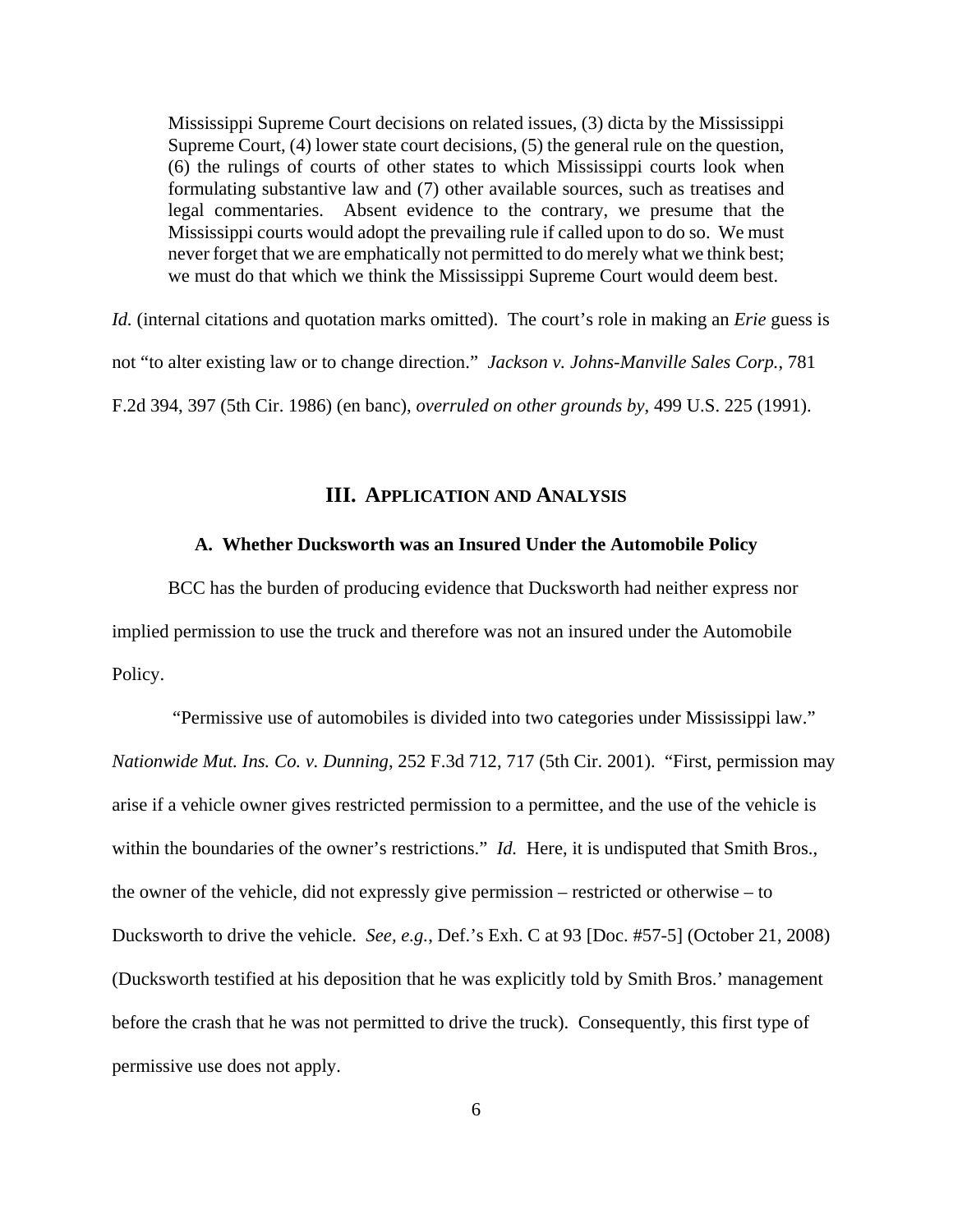> Mississippi Supreme Court decisions on related issues, (3) dicta by the Mississippi Supreme Court, (4) lower state court decisions, (5) the general rule on the question, (6) the rulings of courts of other states to which Mississippi courts look when formulating substantive law and (7) other available sources, such as treatises and legal commentaries. Absent evidence to the contrary, we presume that the Mississippi courts would adopt the prevailing rule if called upon to do so. We must never forget that we are emphatically not permitted to do merely what we think best; we must do that which we think the Mississippi Supreme Court would deem best.

*Id.* (internal citations and quotation marks omitted). The court's role in making an *Erie* guess is not "to alter existing law or to change direction." *Jackson v. Johns-Manville Sales Corp.*, 781 F.2d 394, 397 (5th Cir. 1986) (en banc), *overruled on other grounds by*, 499 U.S. 225 (1991).

## III. Application and Analysis

### A. Whether Ducksworth was an Insured Under the Automobile Policy

BCC has the burden of producing evidence that Ducksworth had neither express nor implied permission to use the truck and therefore was not an insured under the Automobile Policy.

"Permissive use of automobiles is divided into two categories under Mississippi law." *Nationwide Mut. Ins. Co. v. Dunning*, 252 F.3d 712, 717 (5th Cir. 2001). "First, permission may arise if a vehicle owner gives restricted permission to a permittee, and the use of the vehicle is within the boundaries of the owner's restrictions." *Id.* Here, it is undisputed that Smith Bros., the owner of the vehicle, did not expressly give permission – restricted or otherwise – to Ducksworth to drive the vehicle. *See, e.g.*, Def.'s Exh. C at 93 [Doc. #57-5] (October 21, 2008) (Ducksworth testified at his deposition that he was explicitly told by Smith Bros.' management before the crash that he was not permitted to drive the truck). Consequently, this first type of permissive use does not apply.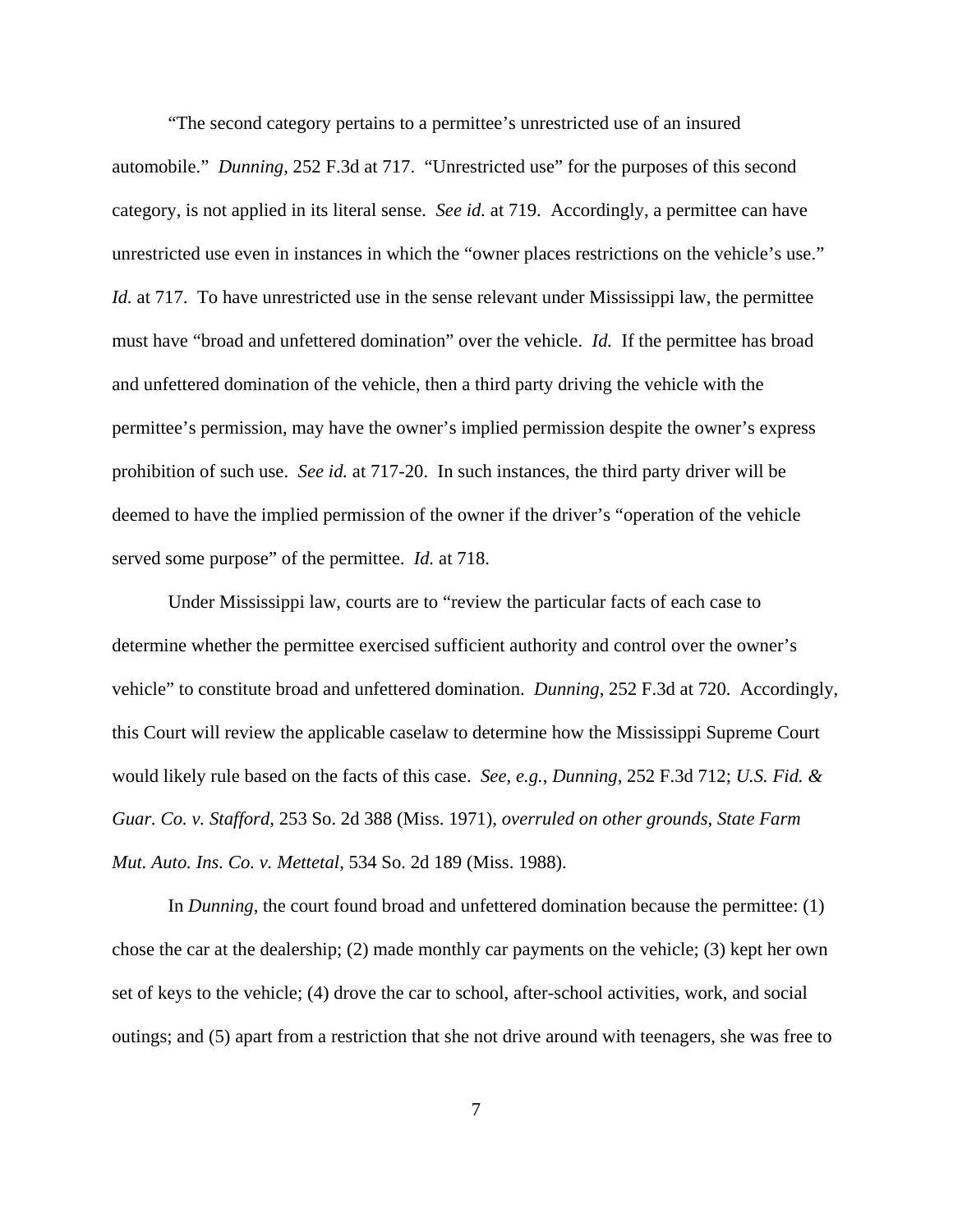"The second category pertains to a permittee's unrestricted use of an insured automobile." *Dunning*, 252 F.3d at 717. "Unrestricted use" for the purposes of this second category, is not applied in its literal sense. *See id.* at 719. Accordingly, a permittee can have unrestricted use even in instances in which the "owner places restrictions on the vehicle's use." *Id.* at 717. To have unrestricted use in the sense relevant under Mississippi law, the permittee must have "broad and unfettered domination" over the vehicle. *Id.* If the permittee has broad and unfettered domination of the vehicle, then a third party driving the vehicle with the permittee's permission, may have the owner's implied permission despite the owner's express prohibition of such use. *See id.* at 717-20. In such instances, the third party driver will be deemed to have the implied permission of the owner if the driver's "operation of the vehicle served some purpose" of the permittee. *Id.* at 718.

Under Mississippi law, courts are to "review the particular facts of each case to determine whether the permittee exercised sufficient authority and control over the owner's vehicle" to constitute broad and unfettered domination. *Dunning*, 252 F.3d at 720. Accordingly, this Court will review the applicable caselaw to determine how the Mississippi Supreme Court would likely rule based on the facts of this case. *See, e.g.*, *Dunning*, 252 F.3d 712; *U.S. Fid. & Guar. Co. v. Stafford*, 253 So. 2d 388 (Miss. 1971), *overruled on other grounds*, *State Farm Mut. Auto. Ins. Co. v. Mettetal*, 534 So. 2d 189 (Miss. 1988).

In *Dunning*, the court found broad and unfettered domination because the permittee: (1) chose the car at the dealership; (2) made monthly car payments on the vehicle; (3) kept her own set of keys to the vehicle; (4) drove the car to school, after-school activities, work, and social outings; and (5) apart from a restriction that she not drive around with teenagers, she was free to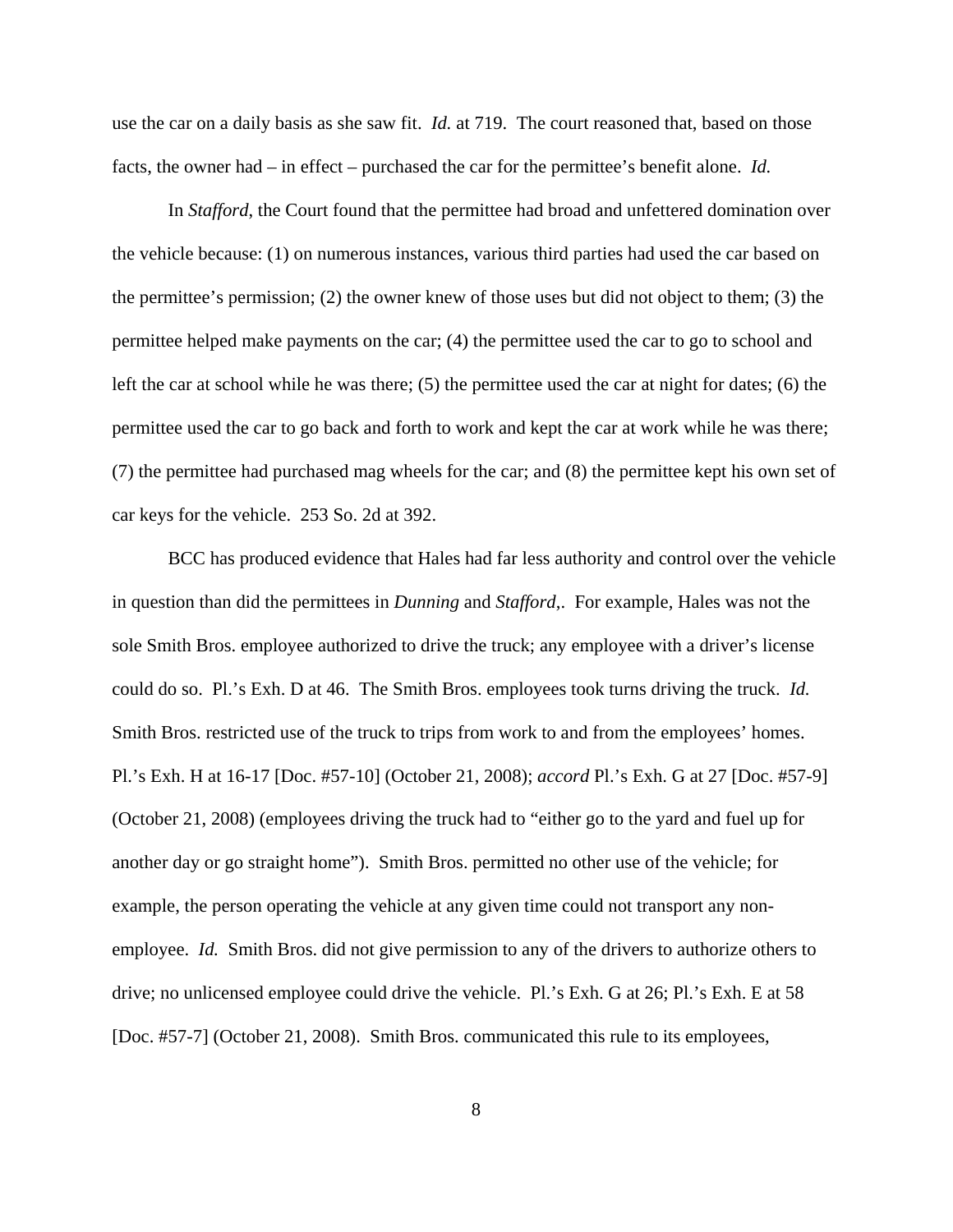use the car on a daily basis as she saw fit. *Id.* at 719. The court reasoned that, based on those facts, the owner had – in effect – purchased the car for the permittee's benefit alone. *Id.*

In *Stafford*, the Court found that the permittee had broad and unfettered domination over the vehicle because: (1) on numerous instances, various third parties had used the car based on the permittee's permission; (2) the owner knew of those uses but did not object to them; (3) the permittee helped make payments on the car; (4) the permittee used the car to go to school and left the car at school while he was there; (5) the permittee used the car at night for dates; (6) the permittee used the car to go back and forth to work and kept the car at work while he was there; (7) the permittee had purchased mag wheels for the car; and (8) the permittee kept his own set of car keys for the vehicle. 253 So. 2d at 392.

BCC has produced evidence that Hales had far less authority and control over the vehicle in question than did the permittees in *Dunning* and *Stafford*,. For example, Hales was not the sole Smith Bros. employee authorized to drive the truck; any employee with a driver's license could do so. Pl.'s Exh. D at 46. The Smith Bros. employees took turns driving the truck. *Id.* Smith Bros. restricted use of the truck to trips from work to and from the employees' homes. Pl.'s Exh. H at 16-17 [Doc. #57-10] (October 21, 2008); *accord* Pl.'s Exh. G at 27 [Doc. #57-9] (October 21, 2008) (employees driving the truck had to "either go to the yard and fuel up for another day or go straight home"). Smith Bros. permitted no other use of the vehicle; for example, the person operating the vehicle at any given time could not transport any non-employee. *Id.* Smith Bros. did not give permission to any of the drivers to authorize others to drive; no unlicensed employee could drive the vehicle. Pl.'s Exh. G at 26; Pl.'s Exh. E at 58 [Doc. #57-7] (October 21, 2008). Smith Bros. communicated this rule to its employees,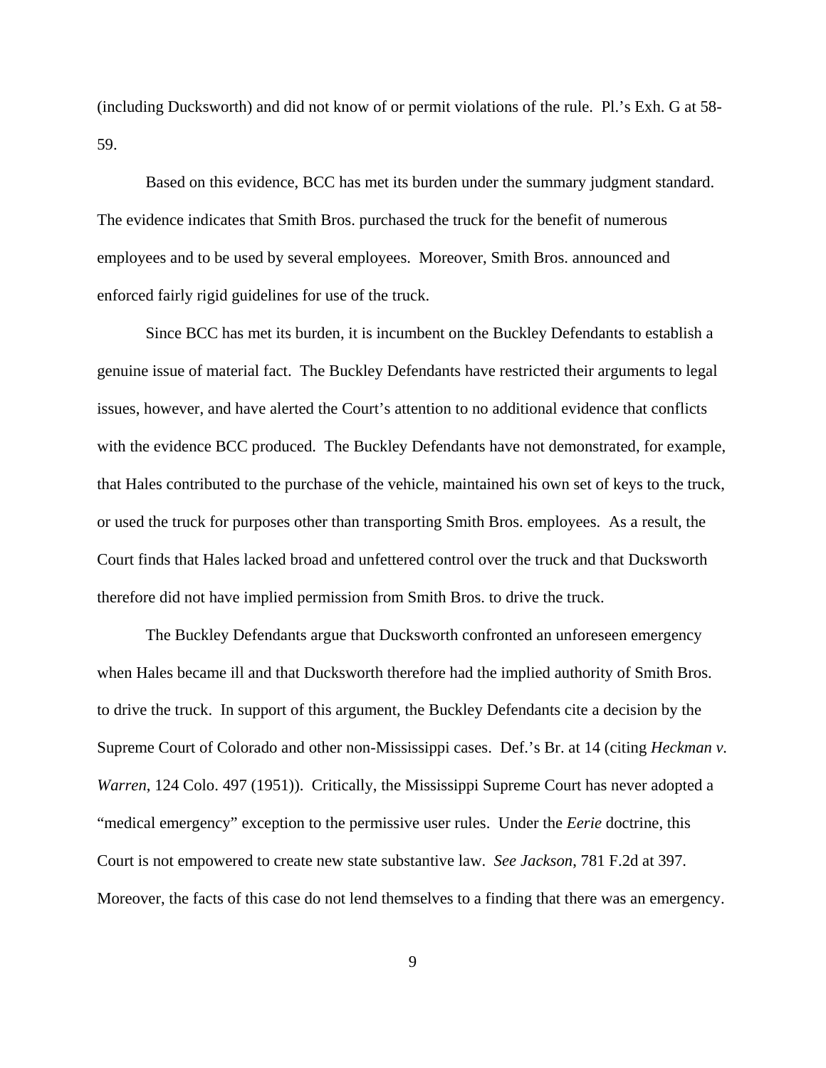(including Ducksworth) and did not know of or permit violations of the rule. Pl.'s Exh. G at 58-59.

Based on this evidence, BCC has met its burden under the summary judgment standard. The evidence indicates that Smith Bros. purchased the truck for the benefit of numerous employees and to be used by several employees. Moreover, Smith Bros. announced and enforced fairly rigid guidelines for use of the truck.

Since BCC has met its burden, it is incumbent on the Buckley Defendants to establish a genuine issue of material fact. The Buckley Defendants have restricted their arguments to legal issues, however, and have alerted the Court's attention to no additional evidence that conflicts with the evidence BCC produced. The Buckley Defendants have not demonstrated, for example, that Hales contributed to the purchase of the vehicle, maintained his own set of keys to the truck, or used the truck for purposes other than transporting Smith Bros. employees. As a result, the Court finds that Hales lacked broad and unfettered control over the truck and that Ducksworth therefore did not have implied permission from Smith Bros. to drive the truck.

The Buckley Defendants argue that Ducksworth confronted an unforeseen emergency when Hales became ill and that Ducksworth therefore had the implied authority of Smith Bros. to drive the truck. In support of this argument, the Buckley Defendants cite a decision by the Supreme Court of Colorado and other non-Mississippi cases. Def.'s Br. at 14 (citing *Heckman v. Warren*, 124 Colo. 497 (1951)). Critically, the Mississippi Supreme Court has never adopted a "medical emergency" exception to the permissive user rules. Under the *Eerie* doctrine, this Court is not empowered to create new state substantive law. *See Jackson*, 781 F.2d at 397. Moreover, the facts of this case do not lend themselves to a finding that there was an emergency.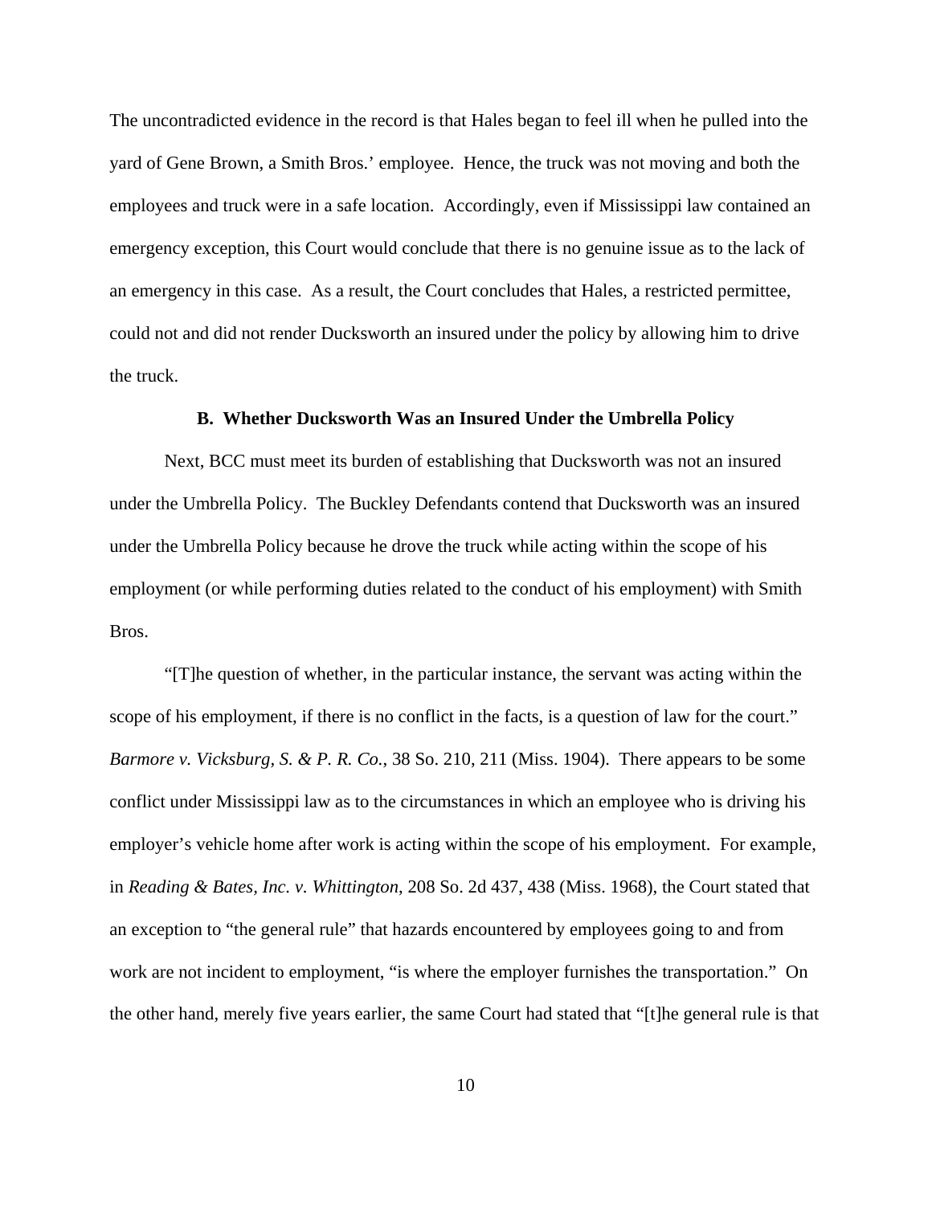The uncontradicted evidence in the record is that Hales began to feel ill when he pulled into the yard of Gene Brown, a Smith Bros.' employee. Hence, the truck was not moving and both the employees and truck were in a safe location. Accordingly, even if Mississippi law contained an emergency exception, this Court would conclude that there is no genuine issue as to the lack of an emergency in this case. As a result, the Court concludes that Hales, a restricted permittee, could not and did not render Ducksworth an insured under the policy by allowing him to drive the truck.

### B. Whether Ducksworth Was an Insured Under the Umbrella Policy

Next, BCC must meet its burden of establishing that Ducksworth was not an insured under the Umbrella Policy. The Buckley Defendants contend that Ducksworth was an insured under the Umbrella Policy because he drove the truck while acting within the scope of his employment (or while performing duties related to the conduct of his employment) with Smith Bros.

"[T]he question of whether, in the particular instance, the servant was acting within the scope of his employment, if there is no conflict in the facts, is a question of law for the court." *Barmore v. Vicksburg, S. & P. R. Co.*, 38 So. 210, 211 (Miss. 1904). There appears to be some conflict under Mississippi law as to the circumstances in which an employee who is driving his employer's vehicle home after work is acting within the scope of his employment. For example, in *Reading & Bates, Inc. v. Whittington*, 208 So. 2d 437, 438 (Miss. 1968), the Court stated that an exception to "the general rule" that hazards encountered by employees going to and from work are not incident to employment, "is where the employer furnishes the transportation." On the other hand, merely five years earlier, the same Court had stated that "[t]he general rule is that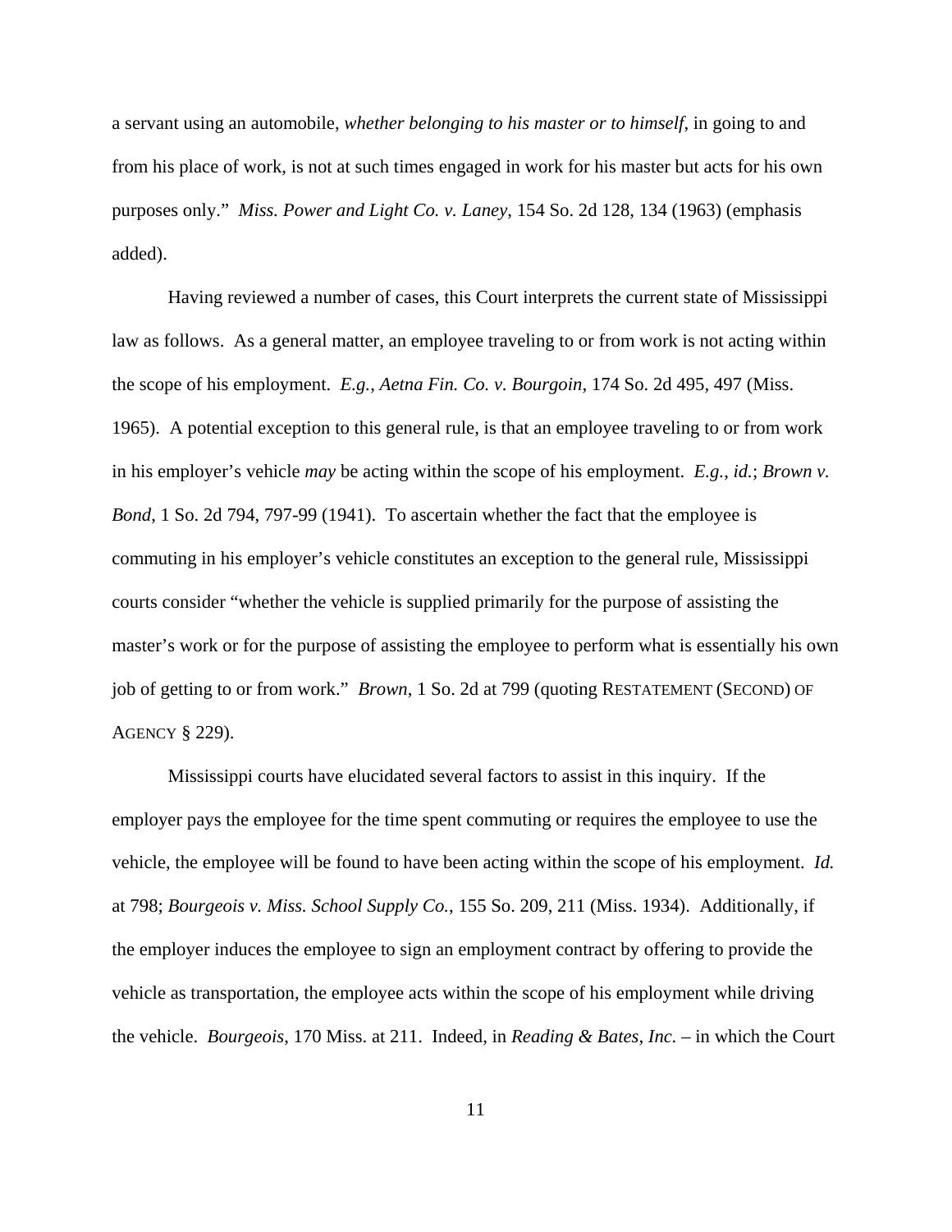a servant using an automobile, *whether belonging to his master or to himself*, in going to and from his place of work, is not at such times engaged in work for his master but acts for his own purposes only." *Miss. Power and Light Co. v. Laney*, 154 So. 2d 128, 134 (1963) (emphasis added).

Having reviewed a number of cases, this Court interprets the current state of Mississippi law as follows. As a general matter, an employee traveling to or from work is not acting within the scope of his employment. *E.g.*, *Aetna Fin. Co. v. Bourgoin*, 174 So. 2d 495, 497 (Miss. 1965). A potential exception to this general rule, is that an employee traveling to or from work in his employer's vehicle *may* be acting within the scope of his employment. *E.g.*, *id.*; *Brown v. Bond*, 1 So. 2d 794, 797-99 (1941). To ascertain whether the fact that the employee is commuting in his employer's vehicle constitutes an exception to the general rule, Mississippi courts consider "whether the vehicle is supplied primarily for the purpose of assisting the master's work or for the purpose of assisting the employee to perform what is essentially his own job of getting to or from work." *Brown*, 1 So. 2d at 799 (quoting RESTATEMENT (SECOND) OF AGENCY § 229).

Mississippi courts have elucidated several factors to assist in this inquiry. If the employer pays the employee for the time spent commuting or requires the employee to use the vehicle, the employee will be found to have been acting within the scope of his employment. *Id.* at 798; *Bourgeois v. Miss. School Supply Co.*, 155 So. 209, 211 (Miss. 1934). Additionally, if the employer induces the employee to sign an employment contract by offering to provide the vehicle as transportation, the employee acts within the scope of his employment while driving the vehicle. *Bourgeois*, 170 Miss. at 211. Indeed, in *Reading & Bates, Inc.* – in which the Court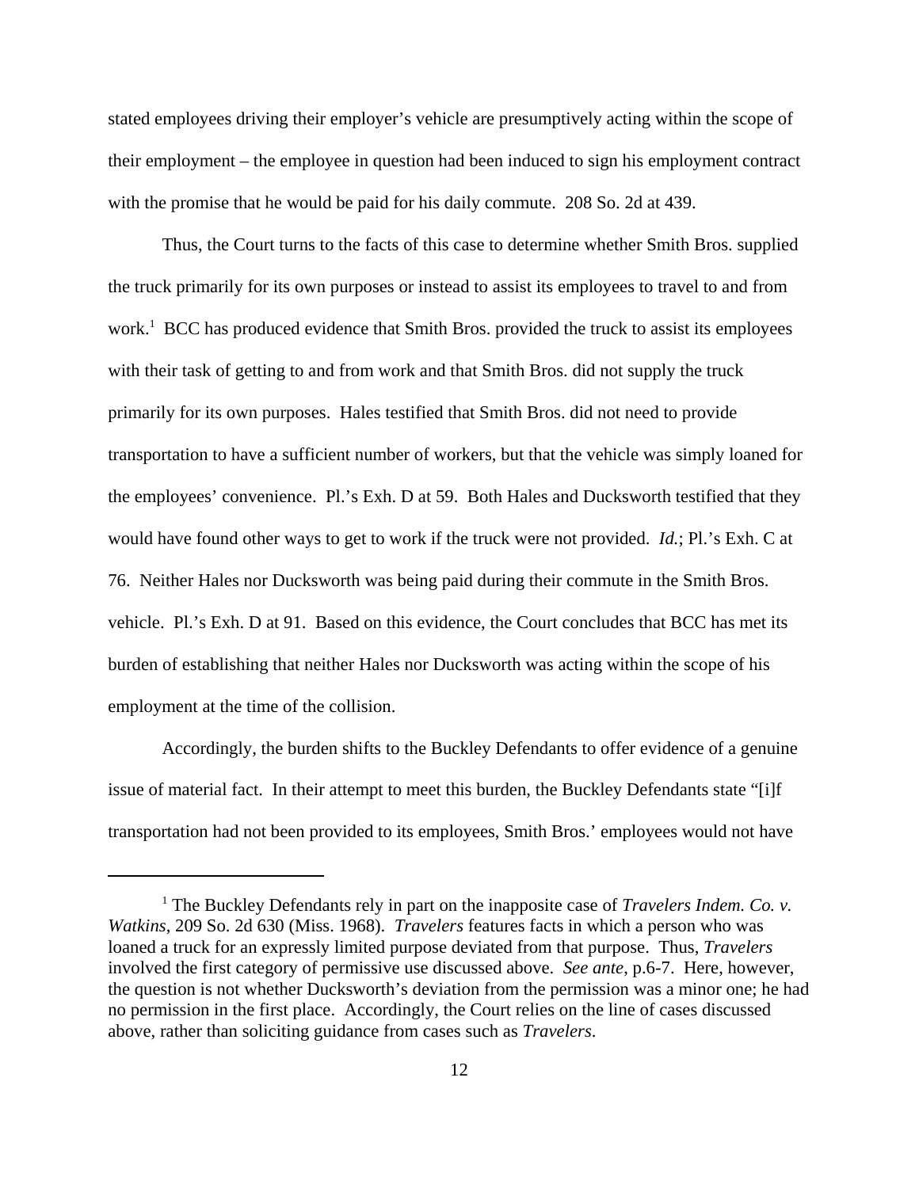stated employees driving their employer's vehicle are presumptively acting within the scope of their employment – the employee in question had been induced to sign his employment contract with the promise that he would be paid for his daily commute. 208 So. 2d at 439.

Thus, the Court turns to the facts of this case to determine whether Smith Bros. supplied the truck primarily for its own purposes or instead to assist its employees to travel to and from work.[1] BCC has produced evidence that Smith Bros. provided the truck to assist its employees with their task of getting to and from work and that Smith Bros. did not supply the truck primarily for its own purposes. Hales testified that Smith Bros. did not need to provide transportation to have a sufficient number of workers, but that the vehicle was simply loaned for the employees' convenience. Pl.'s Exh. D at 59. Both Hales and Ducksworth testified that they would have found other ways to get to work if the truck were not provided. *Id.*; Pl.'s Exh. C at 76. Neither Hales nor Ducksworth was being paid during their commute in the Smith Bros. vehicle. Pl.'s Exh. D at 91. Based on this evidence, the Court concludes that BCC has met its burden of establishing that neither Hales nor Ducksworth was acting within the scope of his employment at the time of the collision.

Accordingly, the burden shifts to the Buckley Defendants to offer evidence of a genuine issue of material fact. In their attempt to meet this burden, the Buckley Defendants state "[i]f transportation had not been provided to its employees, Smith Bros.' employees would not have

---

[1] The Buckley Defendants rely in part on the inapposite case of *Travelers Indem. Co. v. Watkins*, 209 So. 2d 630 (Miss. 1968). *Travelers* features facts in which a person who was loaned a truck for an expressly limited purpose deviated from that purpose. Thus, *Travelers* involved the first category of permissive use discussed above. *See ante*, p.6-7. Here, however, the question is not whether Ducksworth's deviation from the permission was a minor one; he had no permission in the first place. Accordingly, the Court relies on the line of cases discussed above, rather than soliciting guidance from cases such as *Travelers*.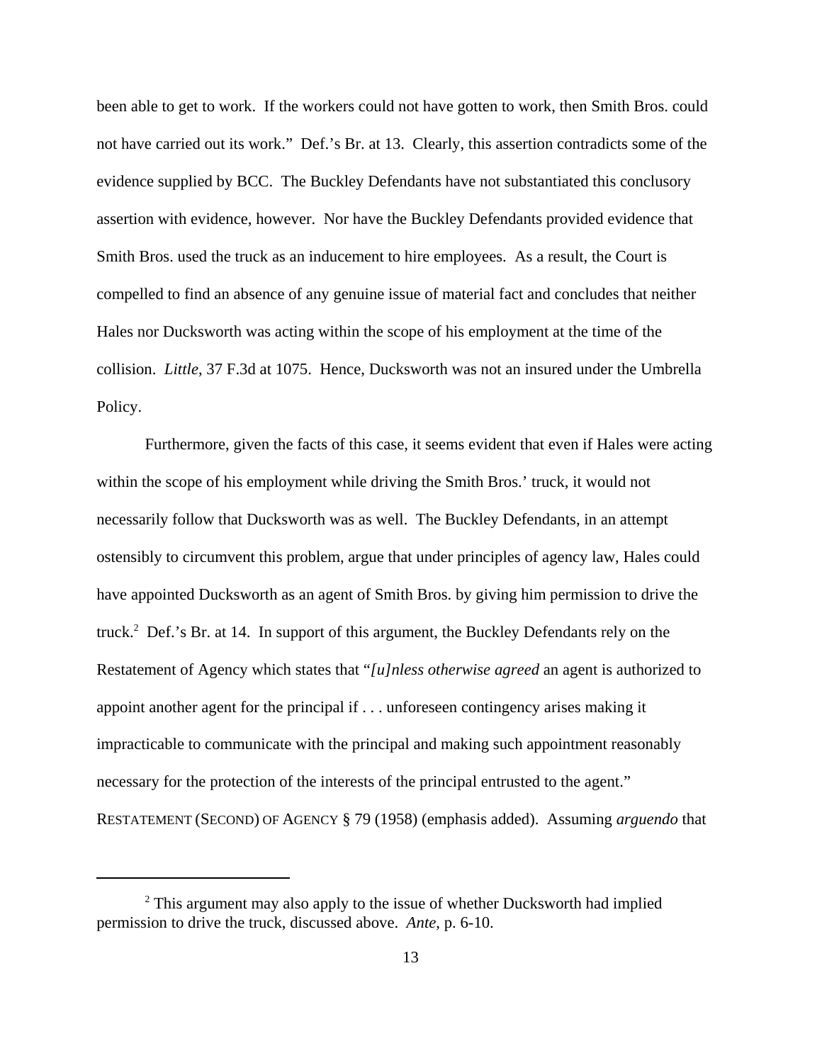been able to get to work. If the workers could not have gotten to work, then Smith Bros. could not have carried out its work." Def.'s Br. at 13. Clearly, this assertion contradicts some of the evidence supplied by BCC. The Buckley Defendants have not substantiated this conclusory assertion with evidence, however. Nor have the Buckley Defendants provided evidence that Smith Bros. used the truck as an inducement to hire employees. As a result, the Court is compelled to find an absence of any genuine issue of material fact and concludes that neither Hales nor Ducksworth was acting within the scope of his employment at the time of the collision. *Little*, 37 F.3d at 1075. Hence, Ducksworth was not an insured under the Umbrella Policy.

Furthermore, given the facts of this case, it seems evident that even if Hales were acting within the scope of his employment while driving the Smith Bros.' truck, it would not necessarily follow that Ducksworth was as well. The Buckley Defendants, in an attempt ostensibly to circumvent this problem, argue that under principles of agency law, Hales could have appointed Ducksworth as an agent of Smith Bros. by giving him permission to drive the truck.[2] Def.'s Br. at 14. In support of this argument, the Buckley Defendants rely on the Restatement of Agency which states that "*[u]nless otherwise agreed* an agent is authorized to appoint another agent for the principal if . . . unforeseen contingency arises making it impracticable to communicate with the principal and making such appointment reasonably necessary for the protection of the interests of the principal entrusted to the agent." RESTATEMENT (SECOND) OF AGENCY § 79 (1958) (emphasis added). Assuming *arguendo* that

---

[2] This argument may also apply to the issue of whether Ducksworth had implied permission to drive the truck, discussed above. *Ante*, p. 6-10.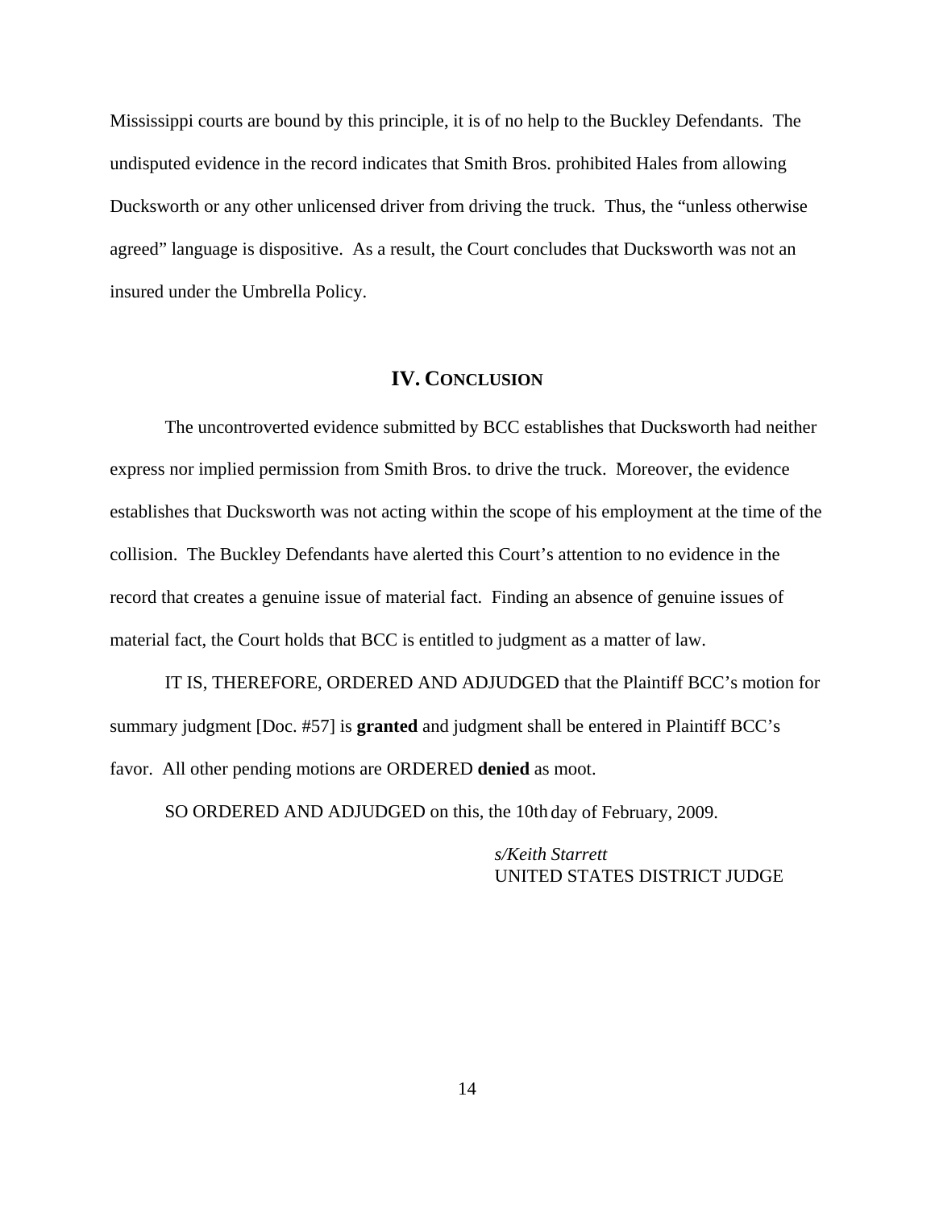Mississippi courts are bound by this principle, it is of no help to the Buckley Defendants. The undisputed evidence in the record indicates that Smith Bros. prohibited Hales from allowing Ducksworth or any other unlicensed driver from driving the truck. Thus, the "unless otherwise agreed" language is dispositive. As a result, the Court concludes that Ducksworth was not an insured under the Umbrella Policy.

## IV. CONCLUSION

The uncontroverted evidence submitted by BCC establishes that Ducksworth had neither express nor implied permission from Smith Bros. to drive the truck. Moreover, the evidence establishes that Ducksworth was not acting within the scope of his employment at the time of the collision. The Buckley Defendants have alerted this Court's attention to no evidence in the record that creates a genuine issue of material fact. Finding an absence of genuine issues of material fact, the Court holds that BCC is entitled to judgment as a matter of law.

IT IS, THEREFORE, ORDERED AND ADJUDGED that the Plaintiff BCC's motion for summary judgment [Doc. #57] is **granted** and judgment shall be entered in Plaintiff BCC's favor. All other pending motions are ORDERED **denied** as moot.

SO ORDERED AND ADJUDGED on this, the 10th day of February, 2009.

*s/Keith Starrett*
UNITED STATES DISTRICT JUDGE